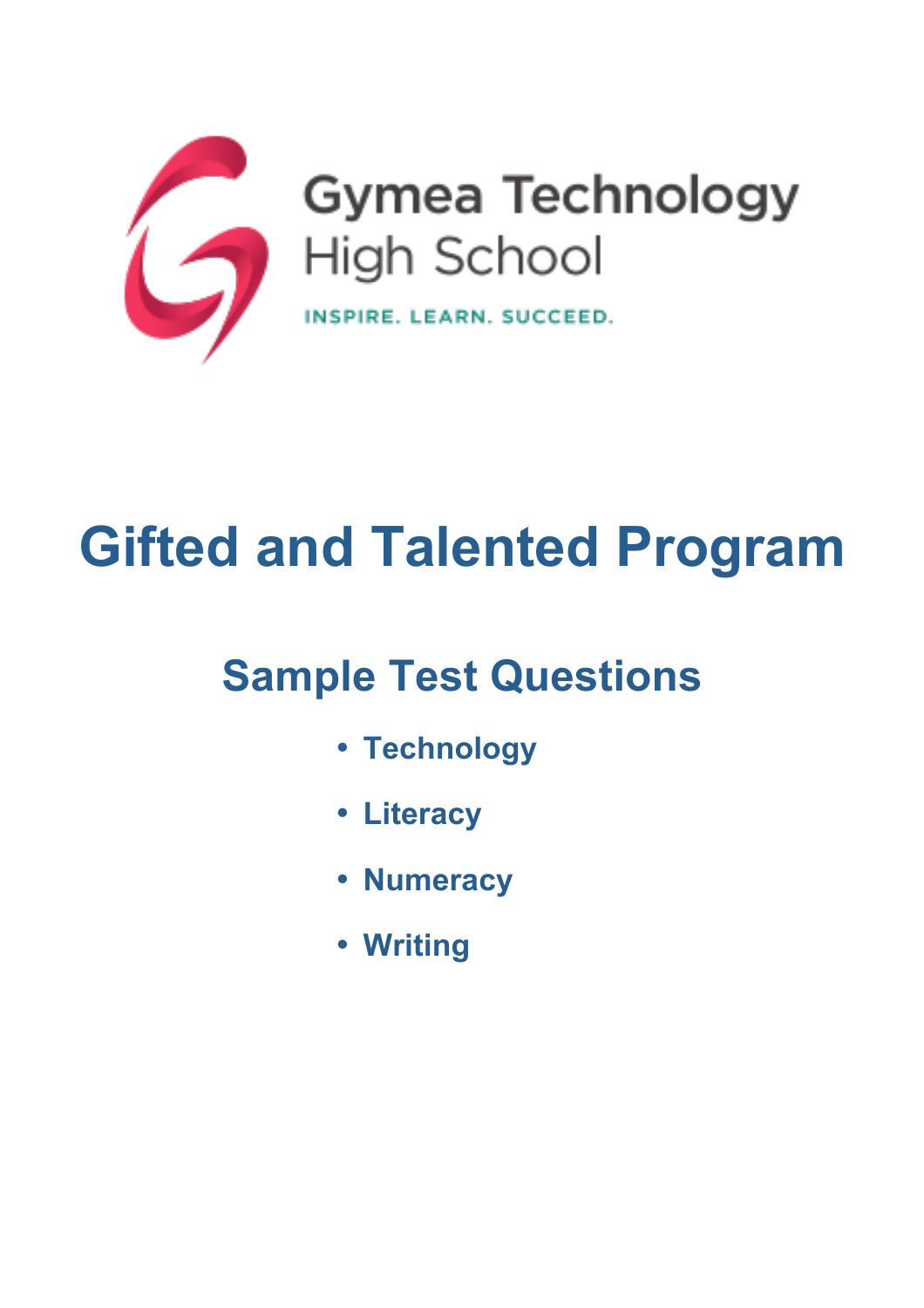Gymea Technology High School

INSPIRE. LEARN. SUCCEED.

# Gifted and Talented Program

## Sample Test Questions

- **Technology**
- **Literacy**
- **Numeracy**
- **Writing**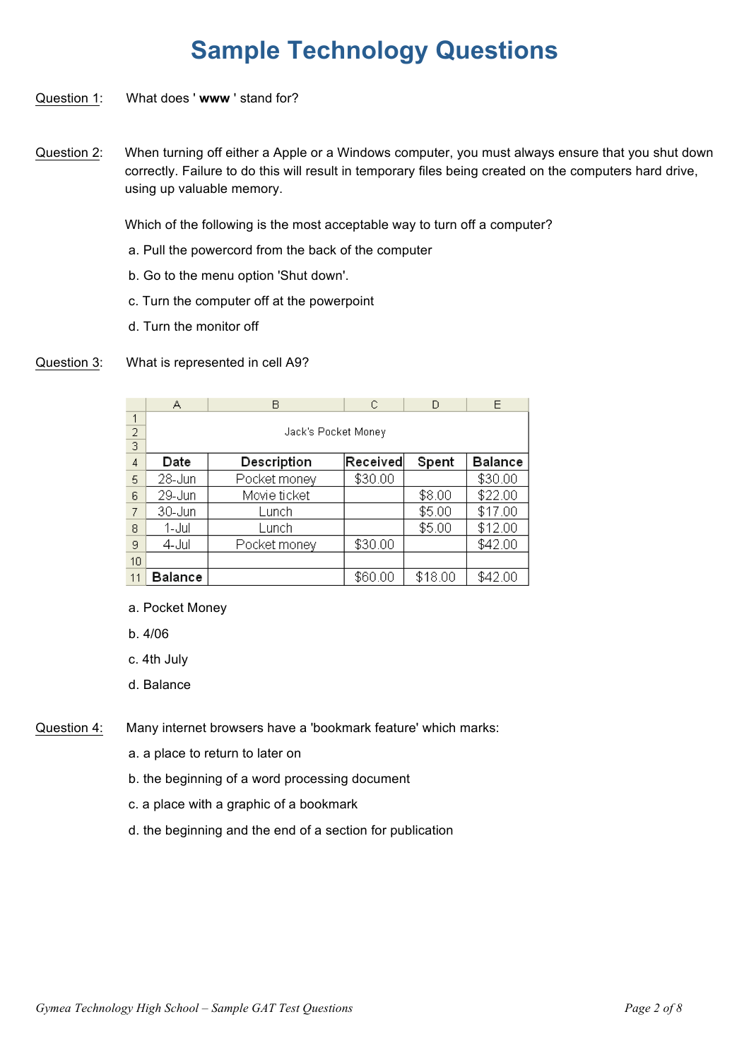# Sample Technology Questions

Question 1: What does ' **www** ' stand for?

Question 2: When turning off either a Apple or a Windows computer, you must always ensure that you shut down correctly. Failure to do this will result in temporary files being created on the computers hard drive, using up valuable memory.

Which of the following is the most acceptable way to turn off a computer?

a. Pull the powercord from the back of the computer

b. Go to the menu option 'Shut down'.

c. Turn the computer off at the powerpoint

d. Turn the monitor off

Question 3: What is represented in cell A9?

| | A | B | C | D | E |
|---|---|---|---|---|---|
| 1 | | | | | |
| 2 | Jack's Pocket Money | | | | |
| 3 | | | | | |
| 4 | **Date** | **Description** | **Received** | **Spent** | **Balance** |
| 5 | 28-Jun | Pocket money | $30.00 | | $30.00 |
| 6 | 29-Jun | Movie ticket | | $8.00 | $22.00 |
| 7 | 30-Jun | Lunch | | $5.00 | $17.00 |
| 8 | 1-Jul | Lunch | | $5.00 | $12.00 |
| 9 | 4-Jul | Pocket money | $30.00 | | $42.00 |
| 10 | | | | | |
| 11 | **Balance** | | $60.00 | $18.00 | $42.00 |

a. Pocket Money

b. 4/06

c. 4th July

d. Balance

Question 4: Many internet browsers have a 'bookmark feature' which marks:

a. a place to return to later on

b. the beginning of a word processing document

c. a place with a graphic of a bookmark

d. the beginning and the end of a section for publication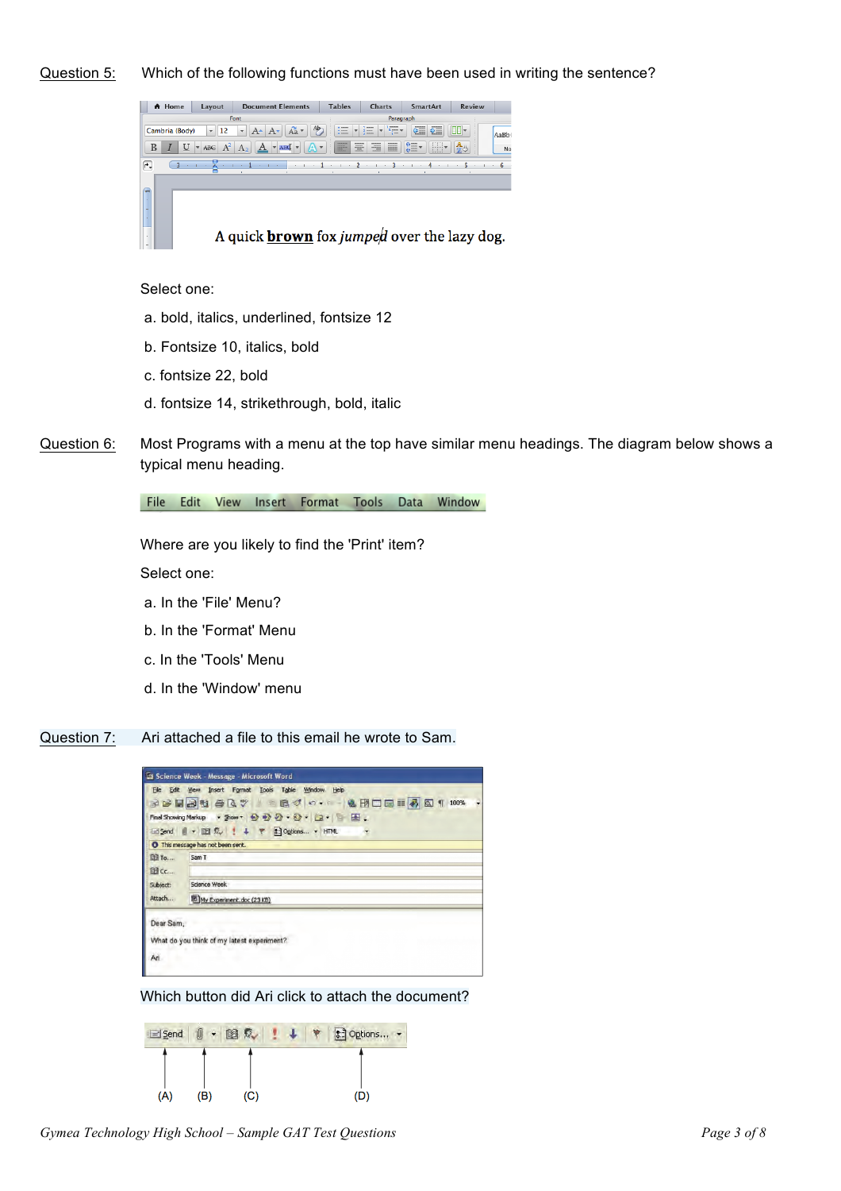Question 5: Which of the following functions must have been used in writing the sentence?

A quick **brown** fox *jumped* over the lazy dog.

Select one:

a. bold, italics, underlined, fontsize 12

b. Fontsize 10, italics, bold

c. fontsize 22, bold

d. fontsize 14, strikethrough, bold, italic

Question 6: Most Programs with a menu at the top have similar menu headings. The diagram below shows a typical menu heading.

File Edit View Insert Format Tools Data Window

Where are you likely to find the 'Print' item?

Select one:

a. In the 'File' Menu?

b. In the 'Format' Menu

c. In the 'Tools' Menu

d. In the 'Window' menu

Question 7: Ari attached a file to this email he wrote to Sam.

Which button did Ari click to attach the document?

(A) (B) (C) (D)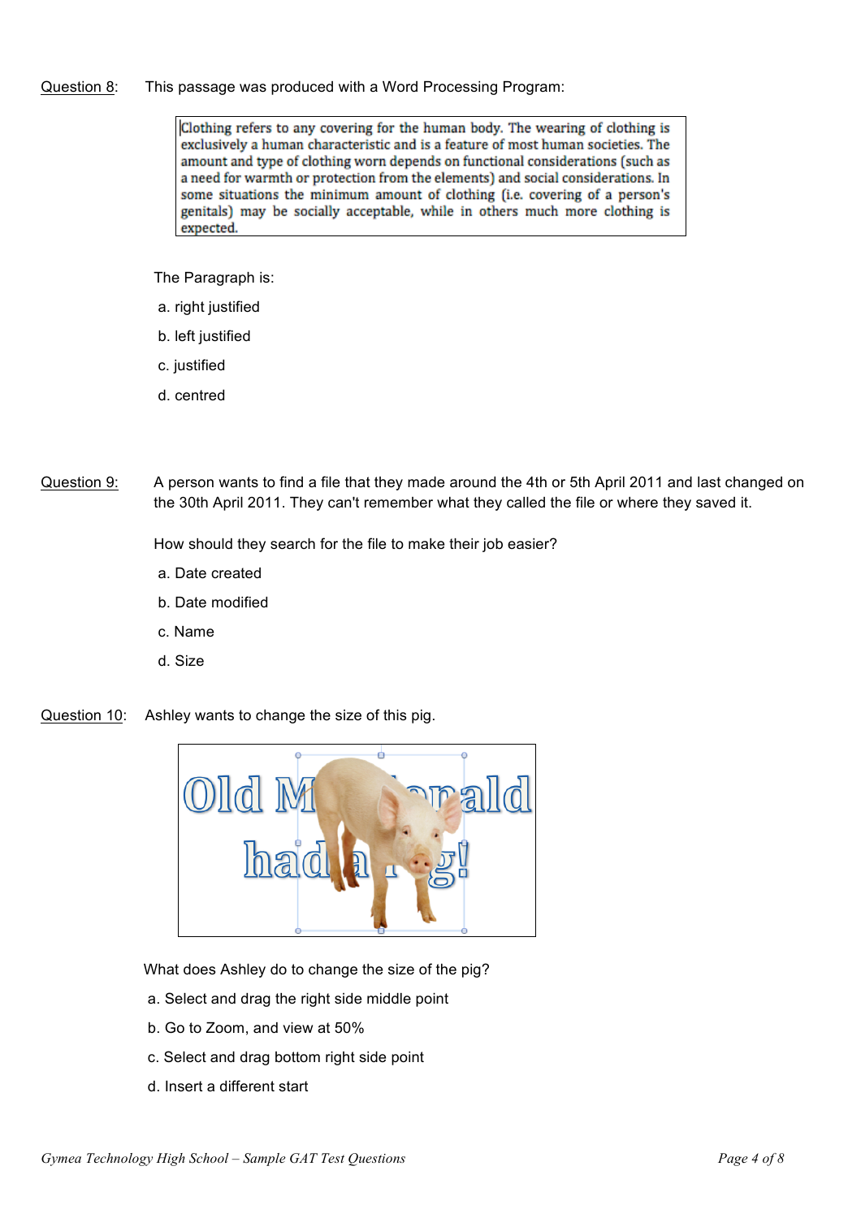Question 8: This passage was produced with a Word Processing Program:

> Clothing refers to any covering for the human body. The wearing of clothing is exclusively a human characteristic and is a feature of most human societies. The amount and type of clothing worn depends on functional considerations (such as a need for warmth or protection from the elements) and social considerations. In some situations the minimum amount of clothing (i.e. covering of a person's genitals) may be socially acceptable, while in others much more clothing is expected.

The Paragraph is:

a. right justified

b. left justified

c. justified

d. centred

Question 9: A person wants to find a file that they made around the 4th or 5th April 2011 and last changed on the 30th April 2011. They can't remember what they called the file or where they saved it.

How should they search for the file to make their job easier?

a. Date created

b. Date modified

c. Name

d. Size

Question 10: Ashley wants to change the size of this pig.

What does Ashley do to change the size of the pig?

a. Select and drag the right side middle point

b. Go to Zoom, and view at 50%

c. Select and drag bottom right side point

d. Insert a different start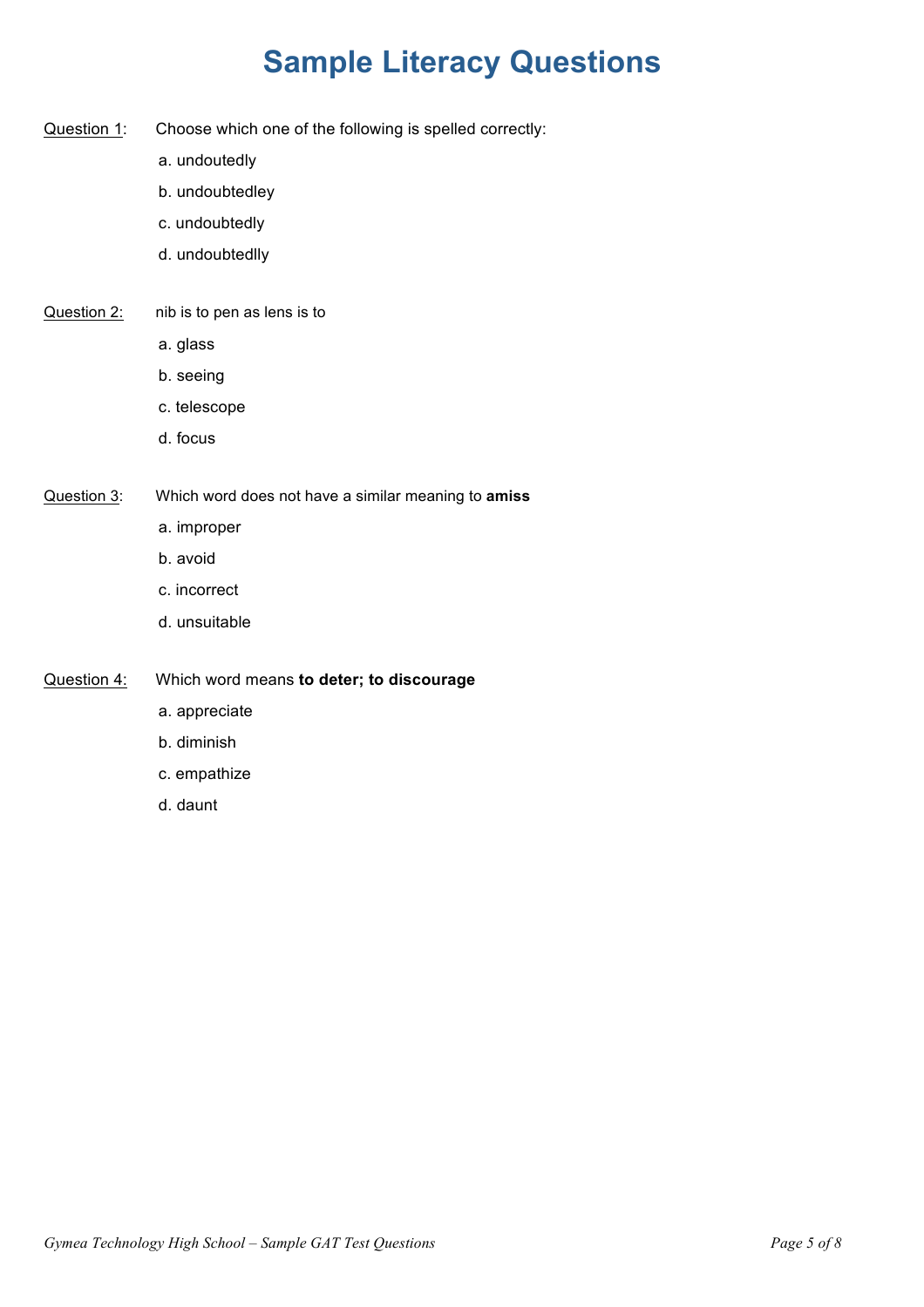# Sample Literacy Questions

Question 1: Choose which one of the following is spelled correctly:

a. undoutedly

b. undoubtedley

c. undoubtedly

d. undoubtedlly

Question 2: nib is to pen as lens is to

a. glass

b. seeing

c. telescope

d. focus

Question 3: Which word does not have a similar meaning to **amiss**

a. improper

b. avoid

c. incorrect

d. unsuitable

Question 4: Which word means **to deter; to discourage**

a. appreciate

b. diminish

c. empathize

d. daunt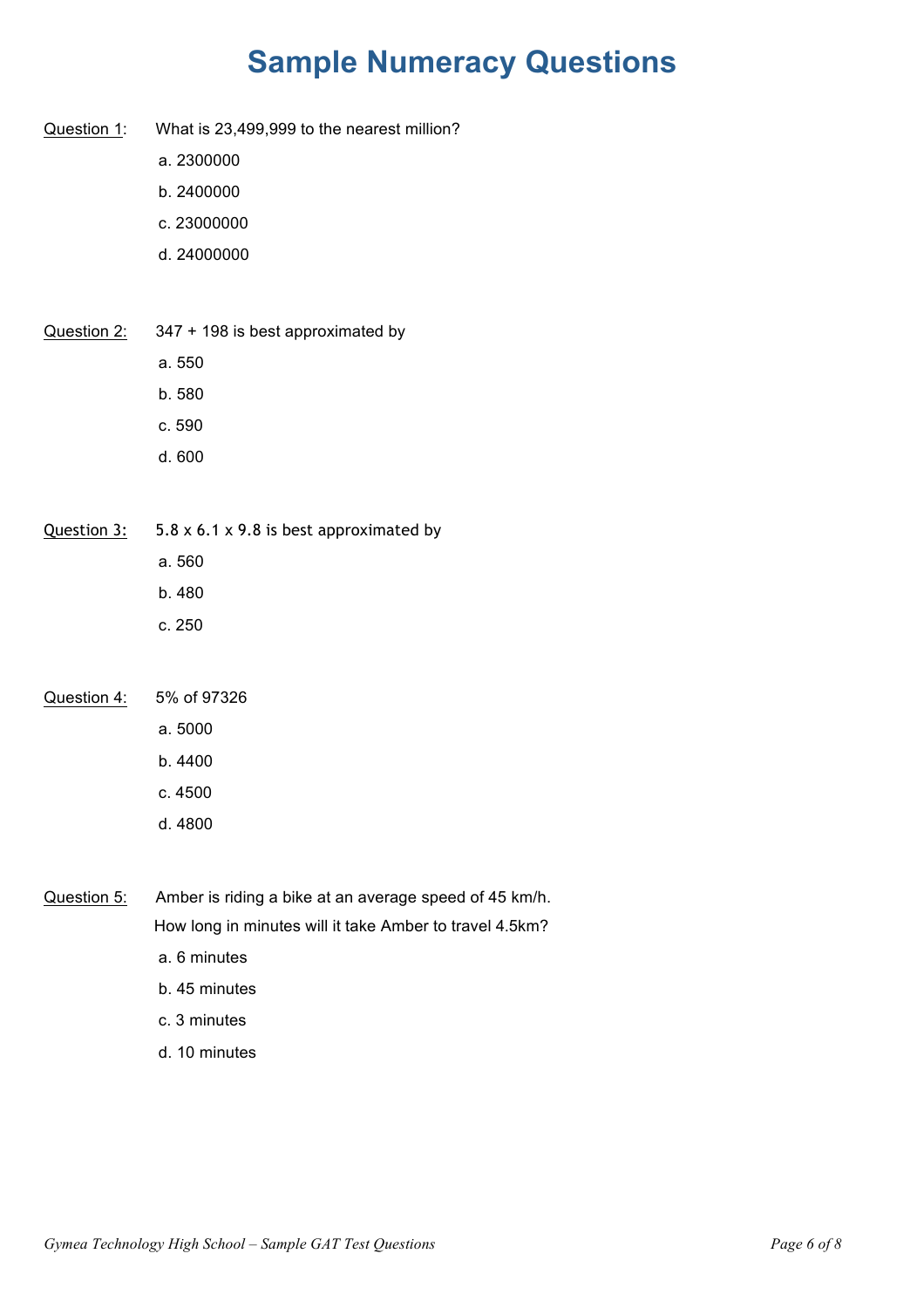# Sample Numeracy Questions

Question 1: What is 23,499,999 to the nearest million?

a. 2300000

b. 2400000

c. 23000000

d. 24000000

Question 2: 347 + 198 is best approximated by

a. 550

b. 580

c. 590

d. 600

Question 3: 5.8 x 6.1 x 9.8 is best approximated by

a. 560

b. 480

c. 250

Question 4: 5% of 97326

a. 5000

b. 4400

c. 4500

d. 4800

Question 5: Amber is riding a bike at an average speed of 45 km/h.
How long in minutes will it take Amber to travel 4.5km?

a. 6 minutes

b. 45 minutes

c. 3 minutes

d. 10 minutes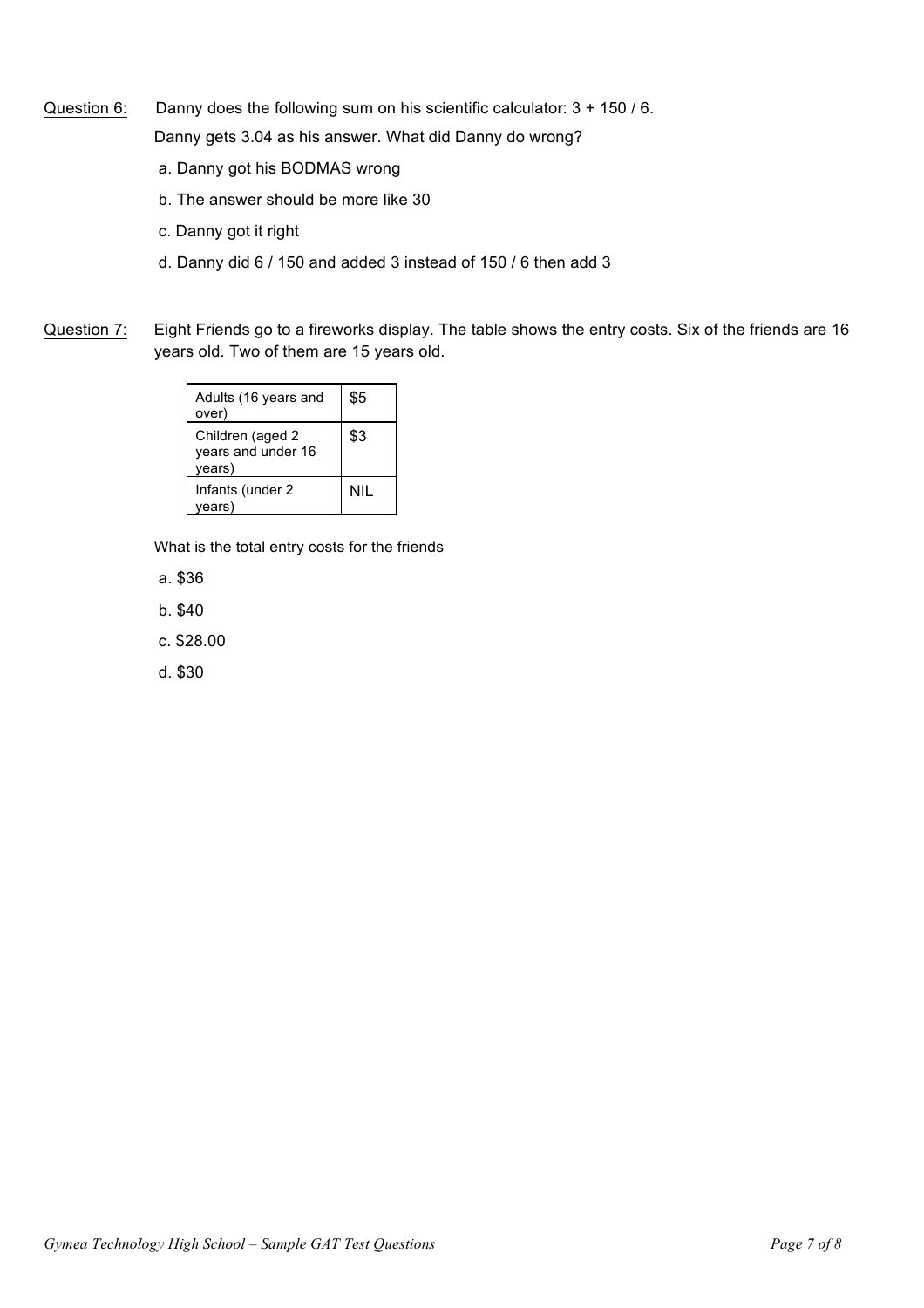Question 6: Danny does the following sum on his scientific calculator: 3 + 150 / 6.

Danny gets 3.04 as his answer. What did Danny do wrong?

a. Danny got his BODMAS wrong

b. The answer should be more like 30

c. Danny got it right

d. Danny did 6 / 150 and added 3 instead of 150 / 6 then add 3

Question 7: Eight Friends go to a fireworks display. The table shows the entry costs. Six of the friends are 16 years old. Two of them are 15 years old.

| Adults (16 years and over) | $5 |
|---|---|
| Children (aged 2 years and under 16 years) | $3 |
| Infants (under 2 years) | NIL |

What is the total entry costs for the friends

a. $36

b. $40

c. $28.00

d. $30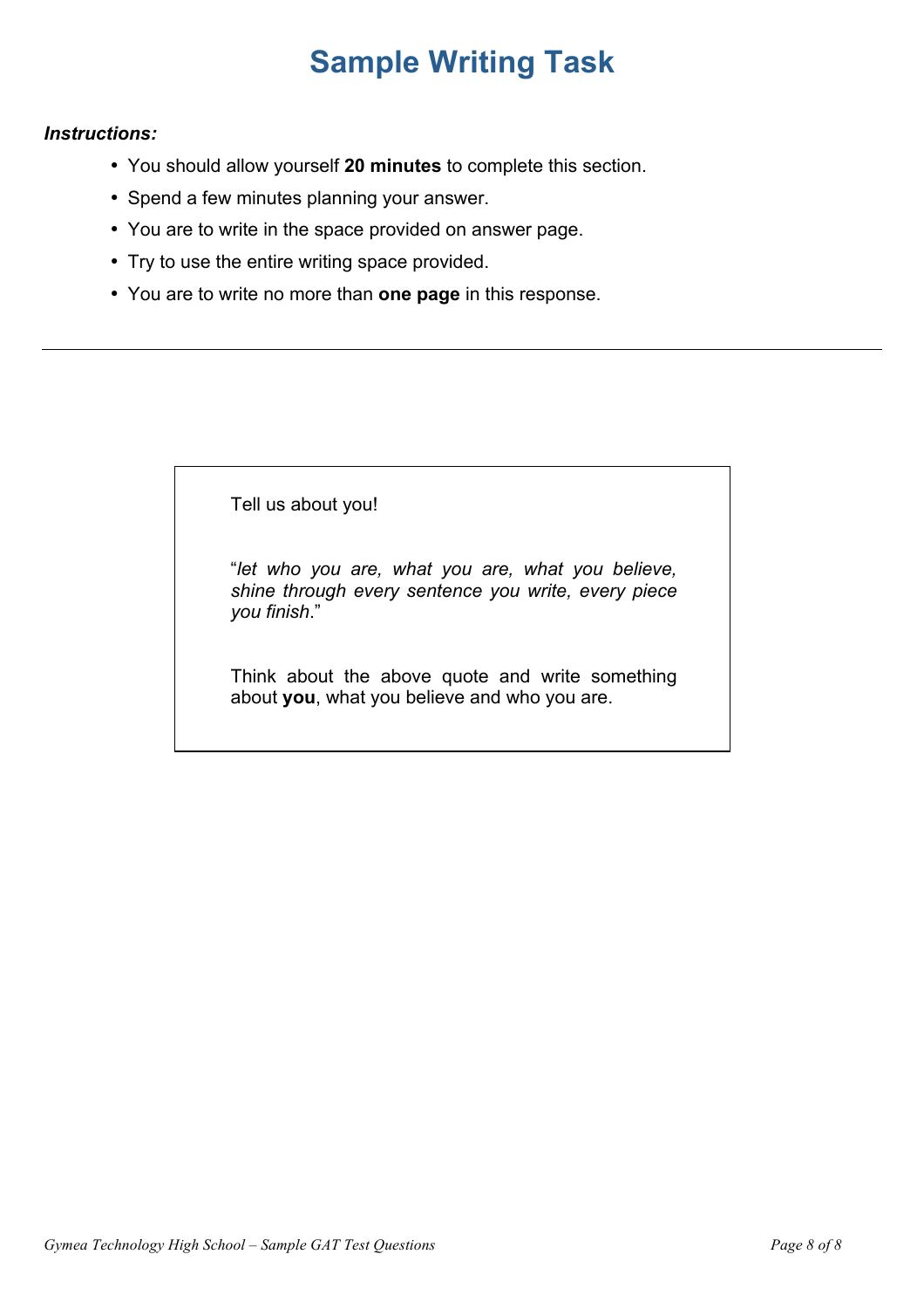# Sample Writing Task

***Instructions:***

- You should allow yourself **20 minutes** to complete this section.
- Spend a few minutes planning your answer.
- You are to write in the space provided on answer page.
- Try to use the entire writing space provided.
- You are to write no more than **one page** in this response.

---

Tell us about you!

"*let who you are, what you are, what you believe, shine through every sentence you write, every piece you finish*."

Think about the above quote and write something about **you**, what you believe and who you are.